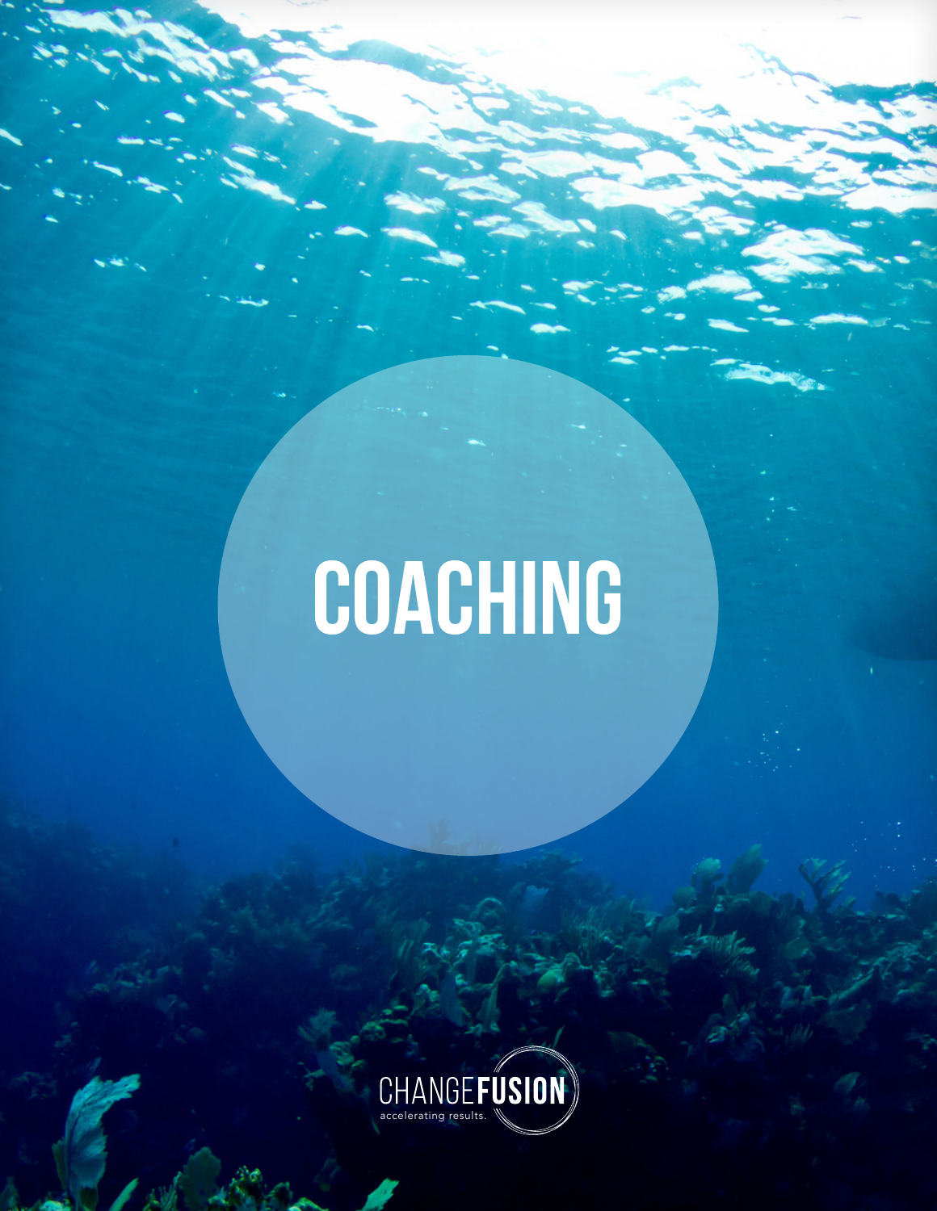# COACHING

CHANGEFUSION

accelerating results.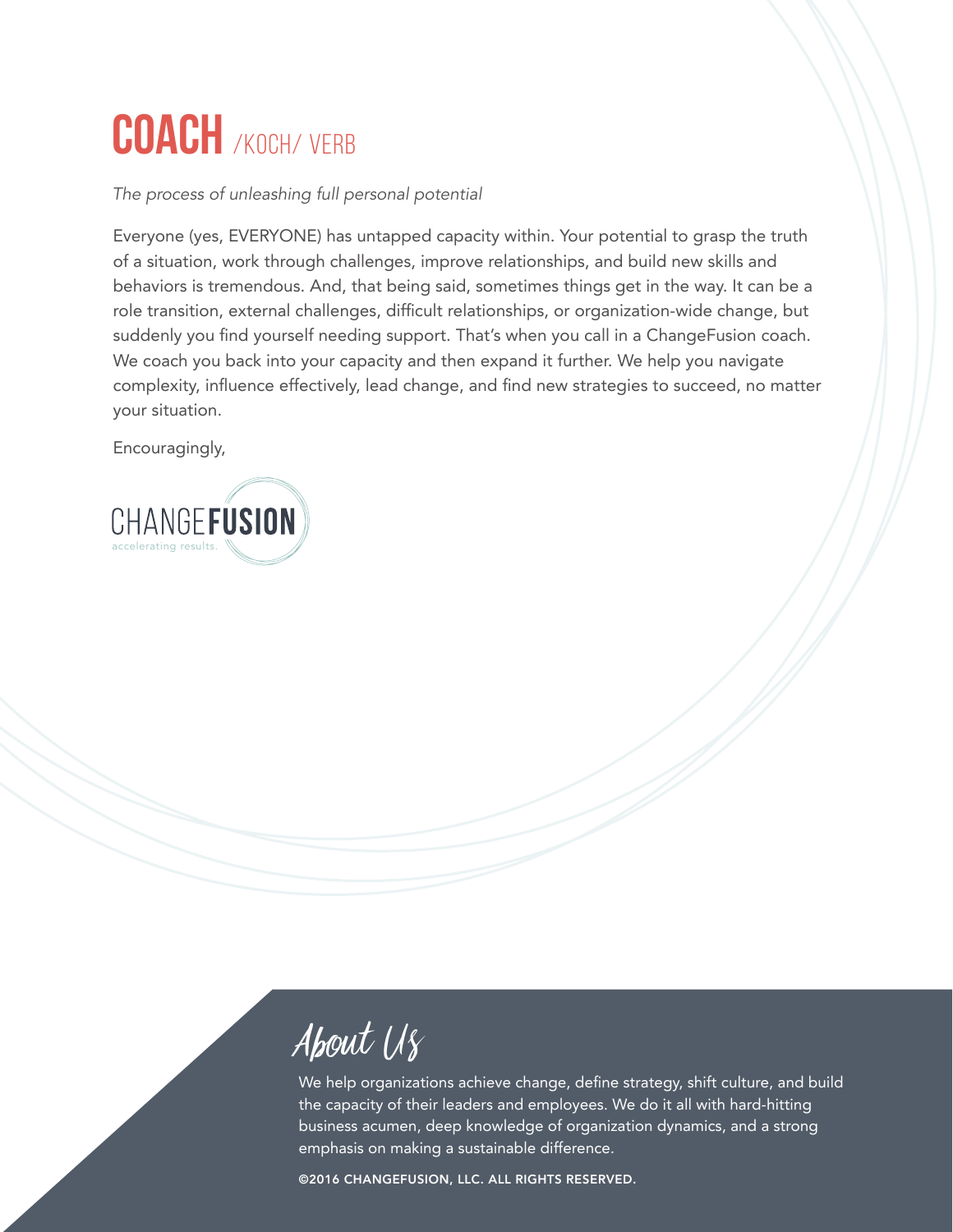# COACH /KOCH/ VERB

*The process of unleashing full personal potential*

Everyone (yes, EVERYONE) has untapped capacity within. Your potential to grasp the truth of a situation, work through challenges, improve relationships, and build new skills and behaviors is tremendous. And, that being said, sometimes things get in the way. It can be a role transition, external challenges, difficult relationships, or organization-wide change, but suddenly you find yourself needing support. That's when you call in a ChangeFusion coach. We coach you back into your capacity and then expand it further. We help you navigate complexity, influence effectively, lead change, and find new strategies to succeed, no matter your situation.

Encouragingly,

CHANGEFUSION
accelerating results.

## About Us

We help organizations achieve change, define strategy, shift culture, and build the capacity of their leaders and employees. We do it all with hard-hitting business acumen, deep knowledge of organization dynamics, and a strong emphasis on making a sustainable difference.

©2016 CHANGEFUSION, LLC. ALL RIGHTS RESERVED.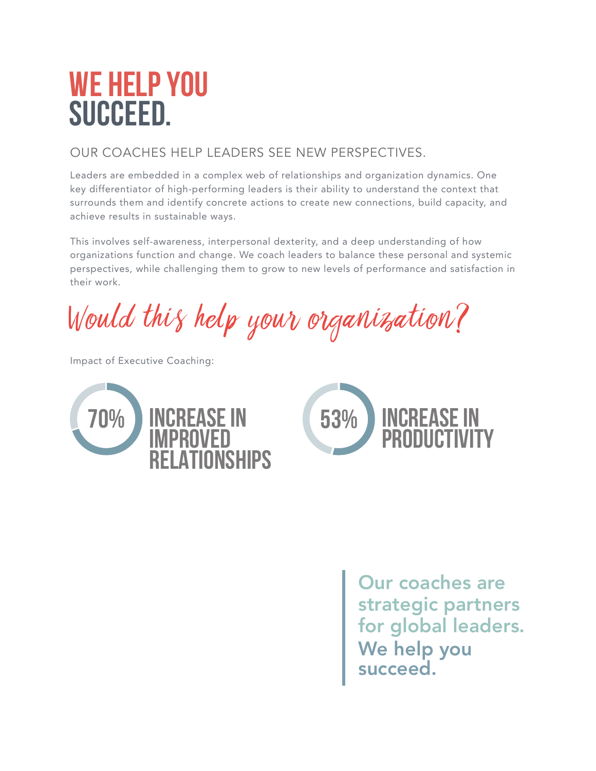# WE HELP YOU SUCCEED.

## OUR COACHES HELP LEADERS SEE NEW PERSPECTIVES.

Leaders are embedded in a complex web of relationships and organization dynamics. One key differentiator of high-performing leaders is their ability to understand the context that surrounds them and identify concrete actions to create new connections, build capacity, and achieve results in sustainable ways.

This involves self-awareness, interpersonal dexterity, and a deep understanding of how organizations function and change. We coach leaders to balance these personal and systemic perspectives, while challenging them to grow to new levels of performance and satisfaction in their work.

*Would this help your organization?*

Impact of Executive Coaching:

**70%** INCREASE IN IMPROVED RELATIONSHIPS

**53%** INCREASE IN PRODUCTIVITY

> **Our coaches are strategic partners for global leaders. We help you succeed.**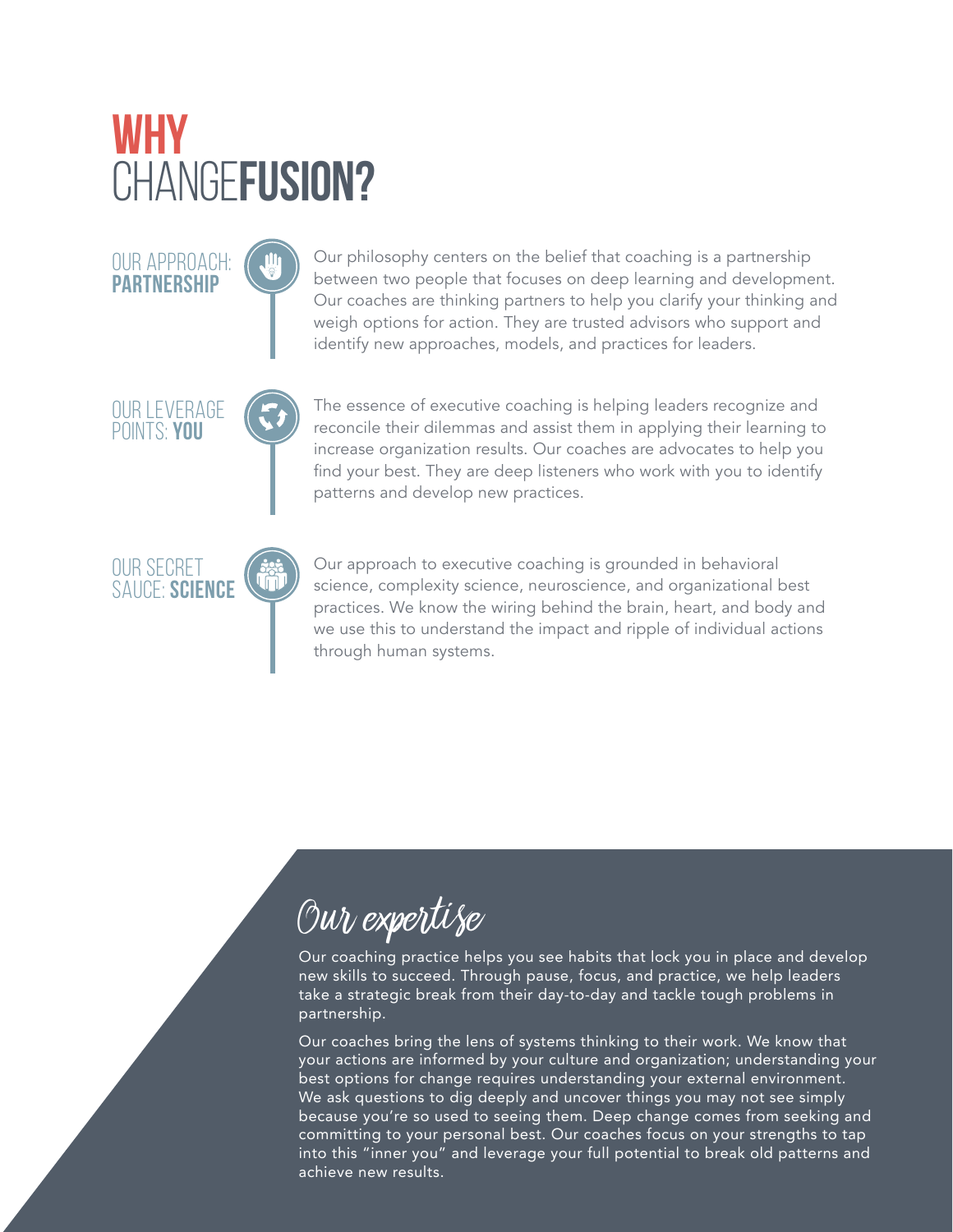# WHY CHANGE**FUSION?**

## OUR APPROACH: **PARTNERSHIP**

Our philosophy centers on the belief that coaching is a partnership between two people that focuses on deep learning and development. Our coaches are thinking partners to help you clarify your thinking and weigh options for action. They are trusted advisors who support and identify new approaches, models, and practices for leaders.

## OUR LEVERAGE POINTS: **YOU**

The essence of executive coaching is helping leaders recognize and reconcile their dilemmas and assist them in applying their learning to increase organization results. Our coaches are advocates to help you find your best. They are deep listeners who work with you to identify patterns and develop new practices.

## OUR SECRET SAUCE: **SCIENCE**

Our approach to executive coaching is grounded in behavioral science, complexity science, neuroscience, and organizational best practices. We know the wiring behind the brain, heart, and body and we use this to understand the impact and ripple of individual actions through human systems.

## Our expertise

Our coaching practice helps you see habits that lock you in place and develop new skills to succeed. Through pause, focus, and practice, we help leaders take a strategic break from their day-to-day and tackle tough problems in partnership.

Our coaches bring the lens of systems thinking to their work. We know that your actions are informed by your culture and organization; understanding your best options for change requires understanding your external environment. We ask questions to dig deeply and uncover things you may not see simply because you're so used to seeing them. Deep change comes from seeking and committing to your personal best. Our coaches focus on your strengths to tap into this "inner you" and leverage your full potential to break old patterns and achieve new results.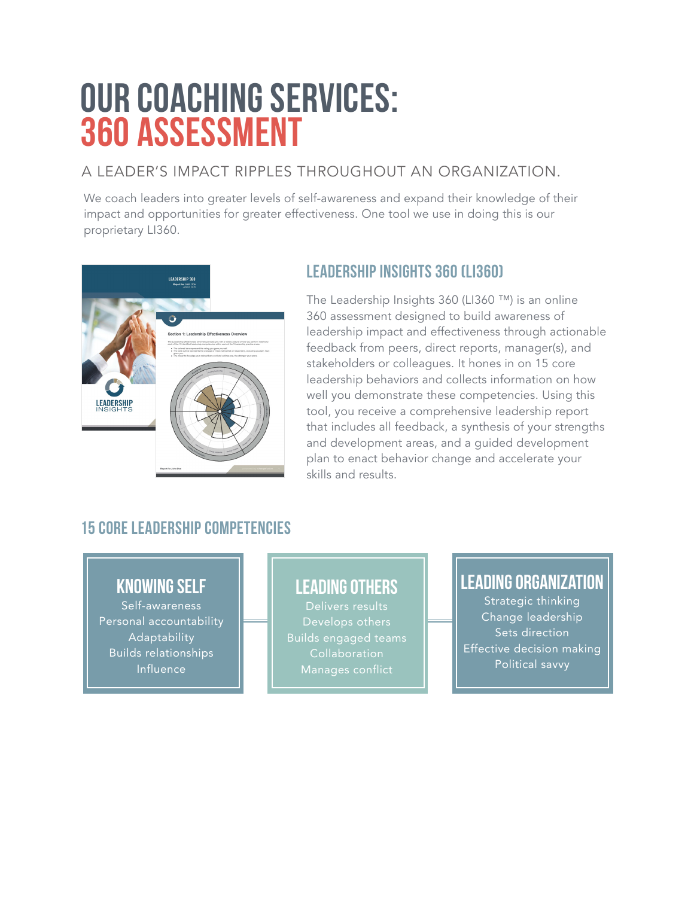# OUR COACHING SERVICES: 360 ASSESSMENT

## A LEADER'S IMPACT RIPPLES THROUGHOUT AN ORGANIZATION.

We coach leaders into greater levels of self-awareness and expand their knowledge of their impact and opportunities for greater effectiveness. One tool we use in doing this is our proprietary LI360.

### LEADERSHIP INSIGHTS 360 (LI360)

The Leadership Insights 360 (LI360 ™) is an online 360 assessment designed to build awareness of leadership impact and effectiveness through actionable feedback from peers, direct reports, manager(s), and stakeholders or colleagues. It hones in on 15 core leadership behaviors and collects information on how well you demonstrate these competencies. Using this tool, you receive a comprehensive leadership report that includes all feedback, a synthesis of your strengths and development areas, and a guided development plan to enact behavior change and accelerate your skills and results.

### 15 CORE LEADERSHIP COMPETENCIES

#### KNOWING SELF

- Self-awareness
- Personal accountability
- Adaptability
- Builds relationships
- Influence

#### LEADING OTHERS

- Delivers results
- Develops others
- Builds engaged teams
- Collaboration
- Manages conflict

#### LEADING ORGANIZATION

- Strategic thinking
- Change leadership
- Sets direction
- Effective decision making
- Political savvy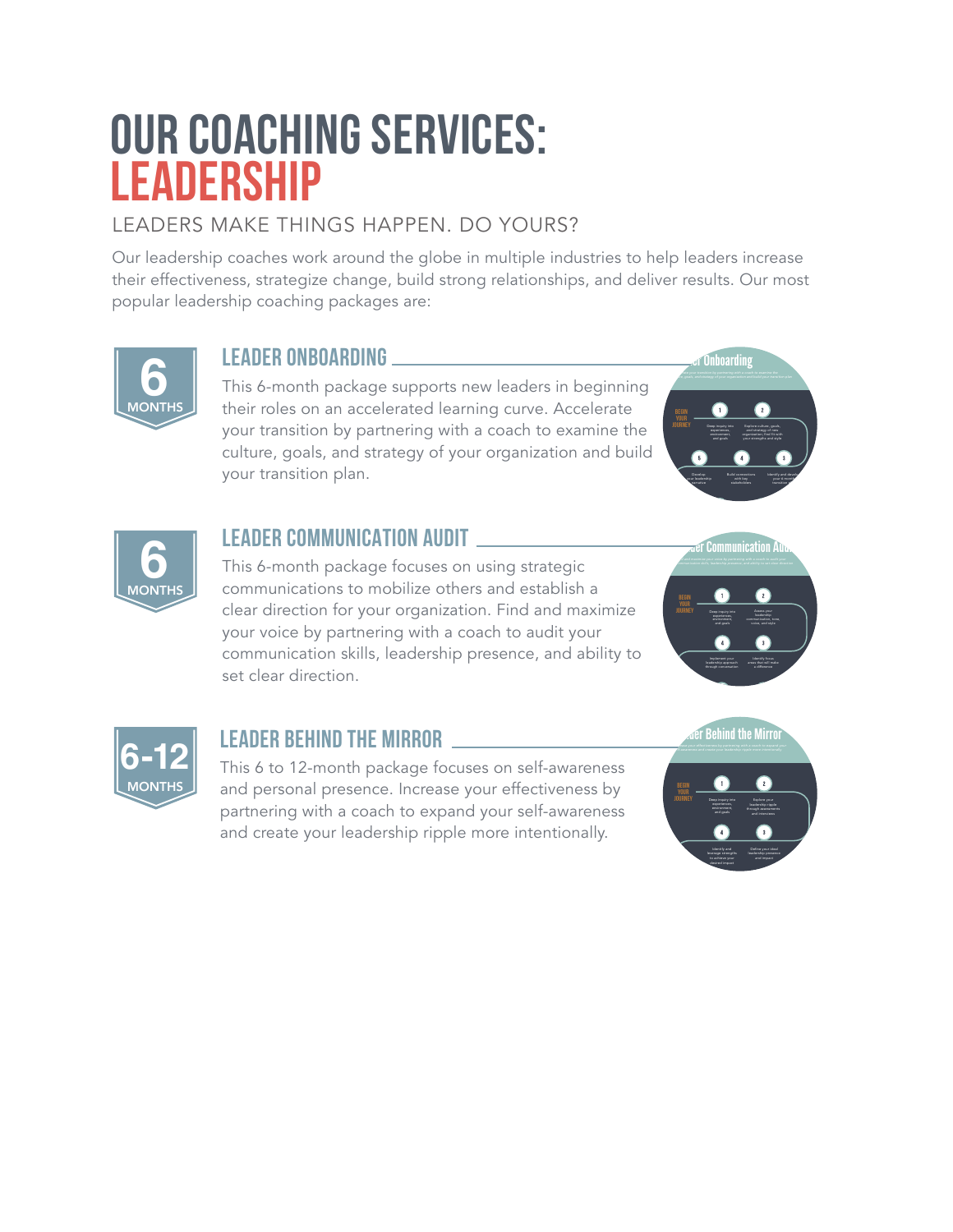# OUR COACHING SERVICES: LEADERSHIP

LEADERS MAKE THINGS HAPPEN. DO YOURS?

Our leadership coaches work around the globe in multiple industries to help leaders increase their effectiveness, strategize change, build strong relationships, and deliver results. Our most popular leadership coaching packages are:

6 MONTHS

## LEADER ONBOARDING

This 6-month package supports new leaders in beginning their roles on an accelerated learning curve. Accelerate your transition by partnering with a coach to examine the culture, goals, and strategy of your organization and build your transition plan.

6 MONTHS

## LEADER COMMUNICATION AUDIT

This 6-month package focuses on using strategic communications to mobilize others and establish a clear direction for your organization. Find and maximize your voice by partnering with a coach to audit your communication skills, leadership presence, and ability to set clear direction.

6-12 MONTHS

## LEADER BEHIND THE MIRROR

This 6 to 12-month package focuses on self-awareness and personal presence. Increase your effectiveness by partnering with a coach to expand your self-awareness and create your leadership ripple more intentionally.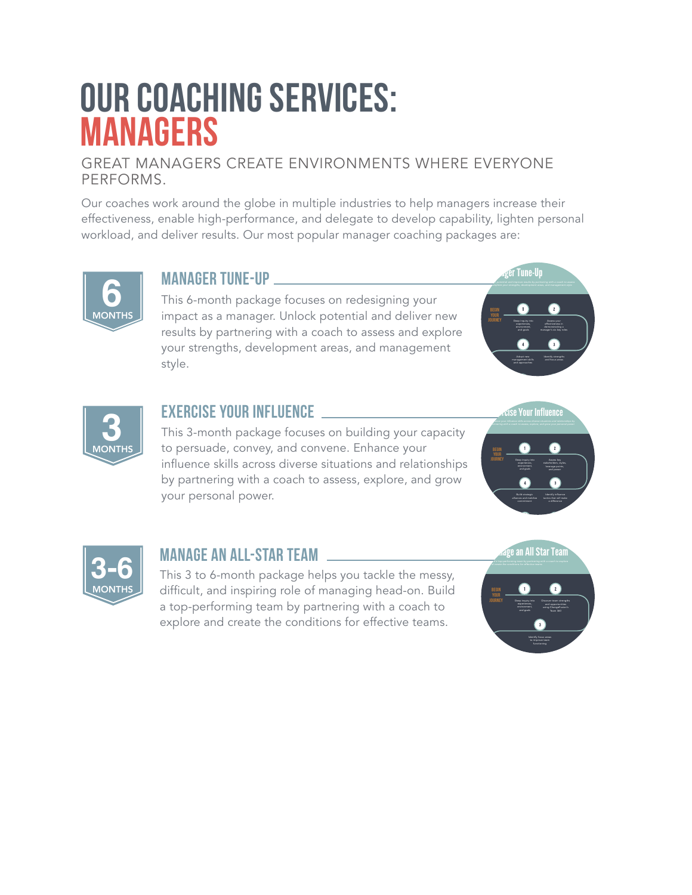# OUR COACHING SERVICES: MANAGERS

GREAT MANAGERS CREATE ENVIRONMENTS WHERE EVERYONE PERFORMS.

Our coaches work around the globe in multiple industries to help managers increase their effectiveness, enable high-performance, and delegate to develop capability, lighten personal workload, and deliver results. Our most popular manager coaching packages are:

6 MONTHS

## MANAGER TUNE-UP

This 6-month package focuses on redesigning your impact as a manager. Unlock potential and deliver new results by partnering with a coach to assess and explore your strengths, development areas, and management style.

3 MONTHS

## EXERCISE YOUR INFLUENCE

This 3-month package focuses on building your capacity to persuade, convey, and convene. Enhance your influence skills across diverse situations and relationships by partnering with a coach to assess, explore, and grow your personal power.

3-6 MONTHS

## MANAGE AN ALL-STAR TEAM

This 3 to 6-month package helps you tackle the messy, difficult, and inspiring role of managing head-on. Build a top-performing team by partnering with a coach to explore and create the conditions for effective teams.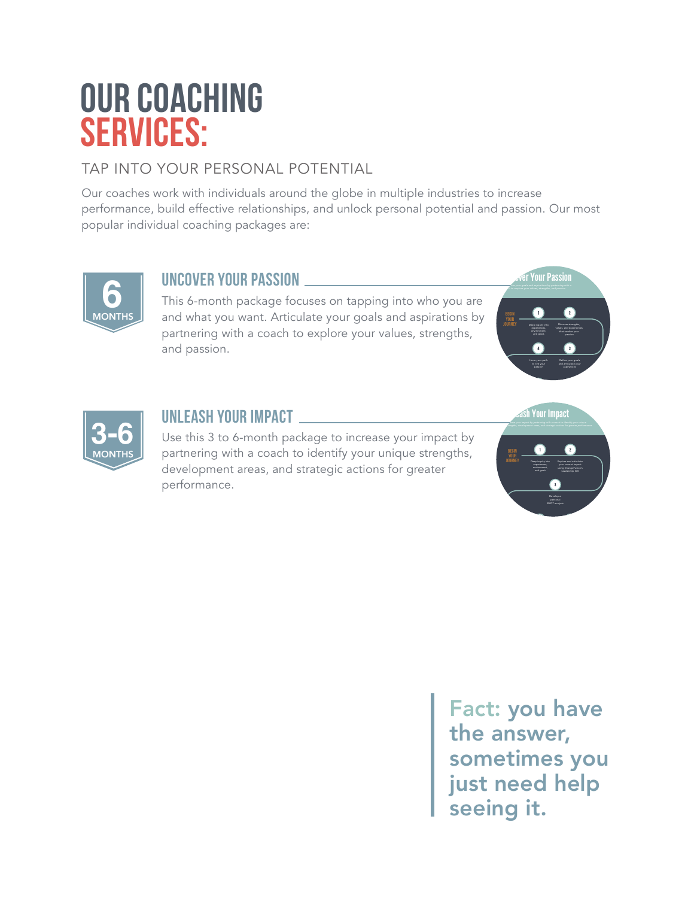# OUR COACHING SERVICES:

TAP INTO YOUR PERSONAL POTENTIAL

Our coaches work with individuals around the globe in multiple industries to increase performance, build effective relationships, and unlock personal potential and passion. Our most popular individual coaching packages are:

## 6 MONTHS

### UNCOVER YOUR PASSION

This 6-month package focuses on tapping into who you are and what you want. Articulate your goals and aspirations by partnering with a coach to explore your values, strengths, and passion.

## 3-6 MONTHS

### UNLEASH YOUR IMPACT

Use this 3 to 6-month package to increase your impact by partnering with a coach to identify your unique strengths, development areas, and strategic actions for greater performance.

**Fact: you have the answer, sometimes you just need help seeing it.**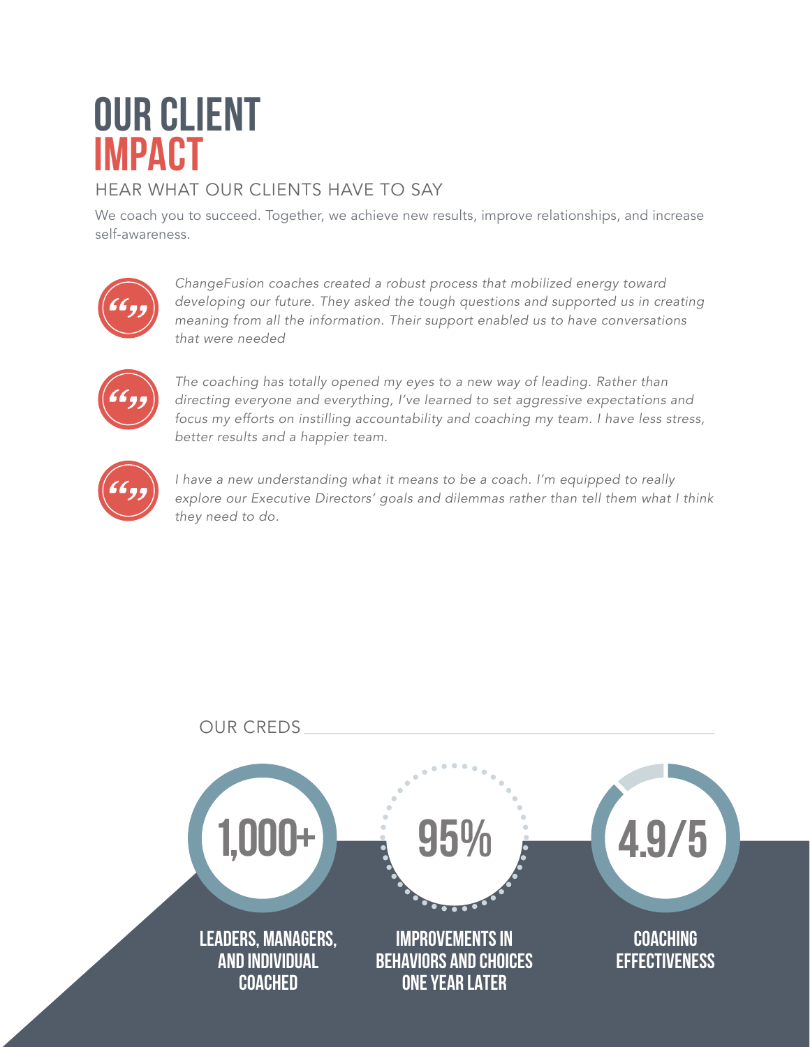# OUR CLIENT IMPACT

## HEAR WHAT OUR CLIENTS HAVE TO SAY

We coach you to succeed. Together, we achieve new results, improve relationships, and increase self-awareness.

> *ChangeFusion coaches created a robust process that mobilized energy toward developing our future. They asked the tough questions and supported us in creating meaning from all the information. Their support enabled us to have conversations that were needed*

> *The coaching has totally opened my eyes to a new way of leading. Rather than directing everyone and everything, I've learned to set aggressive expectations and focus my efforts on instilling accountability and coaching my team. I have less stress, better results and a happier team.*

> *I have a new understanding what it means to be a coach. I'm equipped to really explore our Executive Directors' goals and dilemmas rather than tell them what I think they need to do.*

## OUR CREDS

**1,000+**
LEADERS, MANAGERS, AND INDIVIDUAL COACHED

**95%**
IMPROVEMENTS IN BEHAVIORS AND CHOICES ONE YEAR LATER

**4.9/5**
COACHING EFFECTIVENESS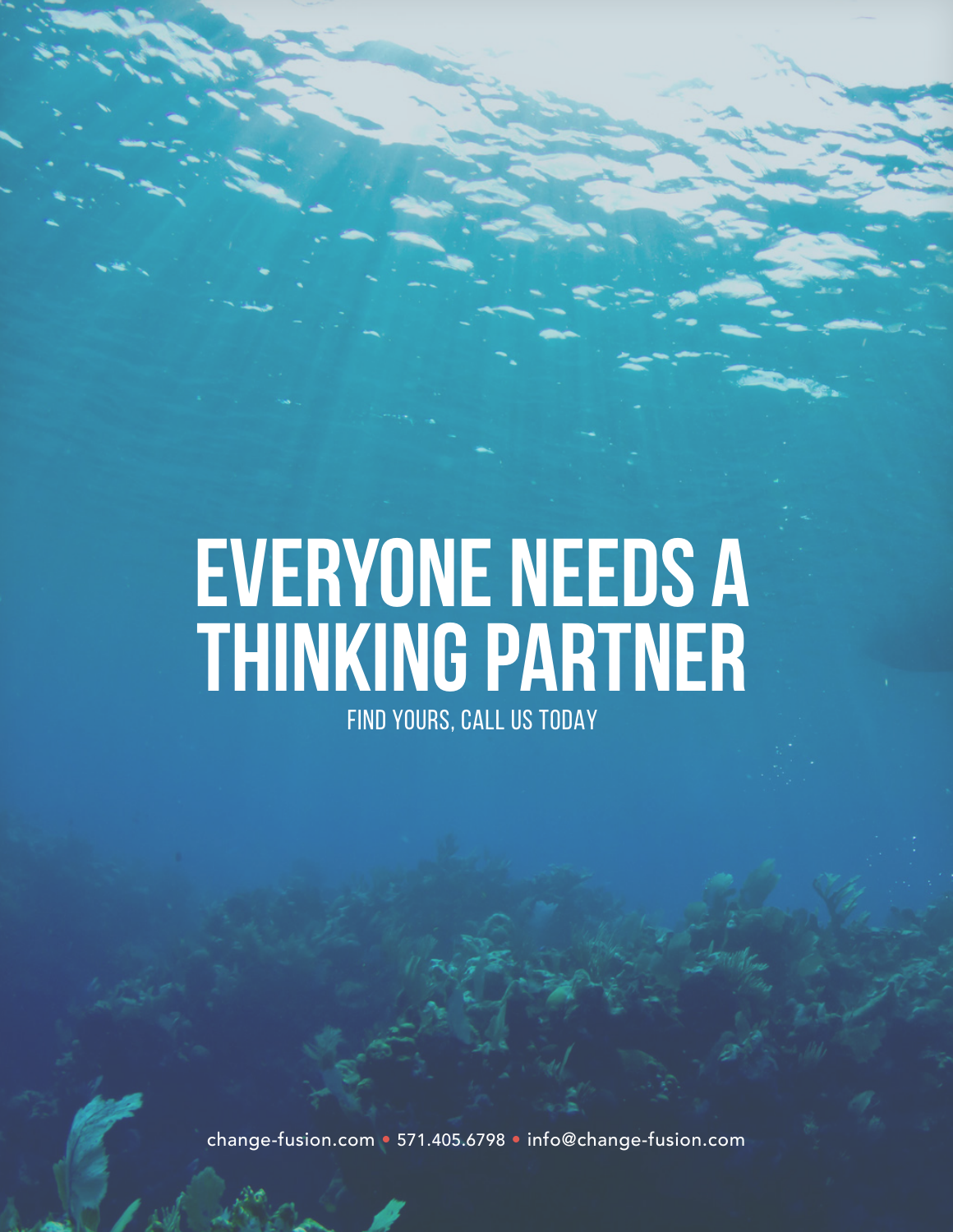# EVERYONE NEEDS A THINKING PARTNER

FIND YOURS, CALL US TODAY

change-fusion.com • 571.405.6798 • info@change-fusion.com